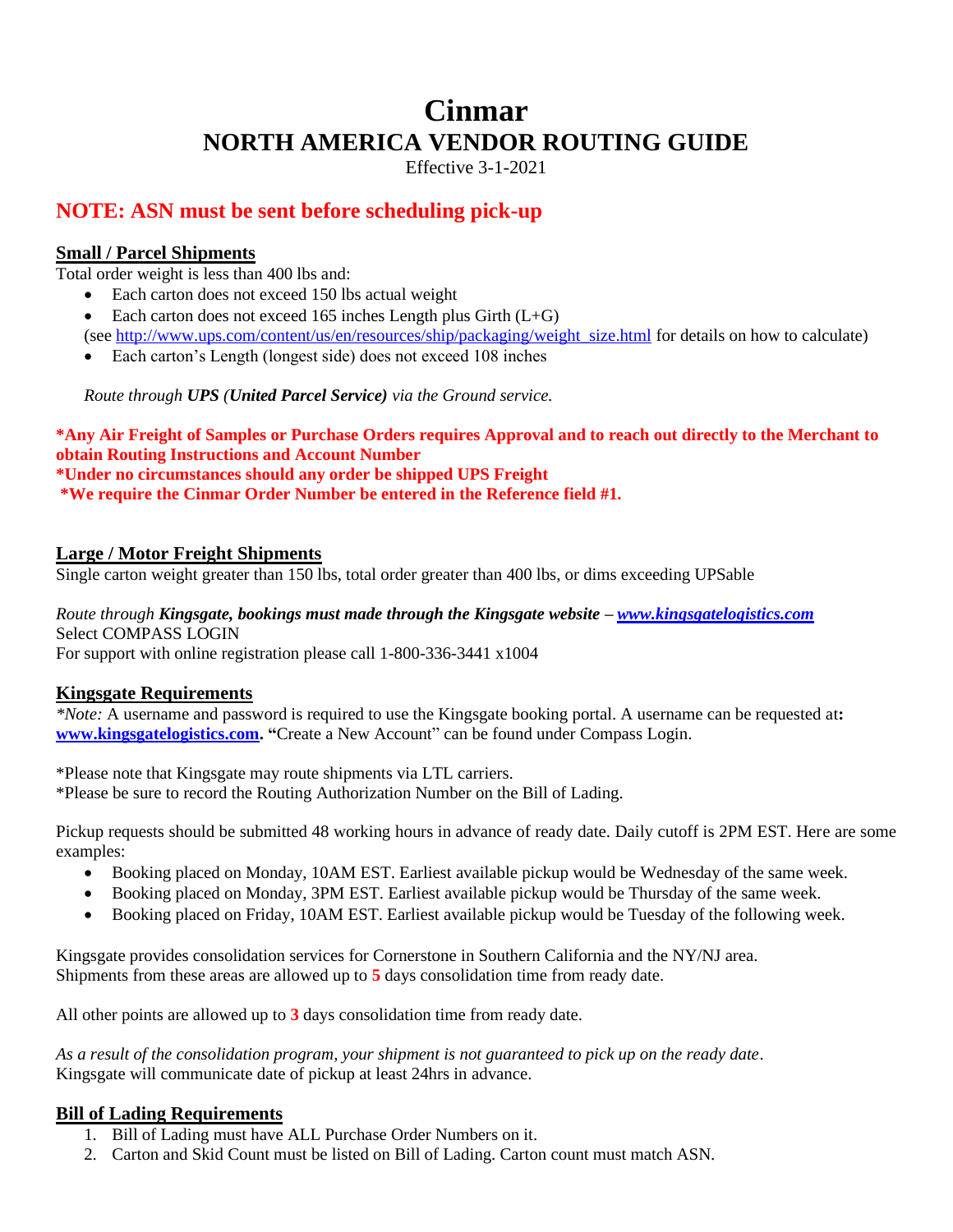# Cinmar

## NORTH AMERICA VENDOR ROUTING GUIDE

Effective 3-1-2021

## NOTE: ASN must be sent before scheduling pick-up

### Small / Parcel Shipments

Total order weight is less than 400 lbs and:

- Each carton does not exceed 150 lbs actual weight
- Each carton does not exceed 165 inches Length plus Girth (L+G)

  (see http://www.ups.com/content/us/en/resources/ship/packaging/weight_size.html for details on how to calculate)
- Each carton's Length (longest side) does not exceed 108 inches

*Route through **UPS (United Parcel Service)** via the Ground service.*

**\*Any Air Freight of Samples or Purchase Orders requires Approval and to reach out directly to the Merchant to obtain Routing Instructions and Account Number**
**\*Under no circumstances should any order be shipped UPS Freight**
**\*We require the Cinmar Order Number be entered in the Reference field #1.**

### Large / Motor Freight Shipments

Single carton weight greater than 150 lbs, total order greater than 400 lbs, or dims exceeding UPSable

*Route through **Kingsgate, bookings must made through the Kingsgate website – www.kingsgatelogistics.com***
Select COMPASS LOGIN
For support with online registration please call 1-800-336-3441 x1004

### Kingsgate Requirements

*\*Note:* A username and password is required to use the Kingsgate booking portal. A username can be requested at**:** **www.kingsgatelogistics.com. "**Create a New Account" can be found under Compass Login.

\*Please note that Kingsgate may route shipments via LTL carriers.
\*Please be sure to record the Routing Authorization Number on the Bill of Lading.

Pickup requests should be submitted 48 working hours in advance of ready date. Daily cutoff is 2PM EST. Here are some examples:

- Booking placed on Monday, 10AM EST. Earliest available pickup would be Wednesday of the same week.
- Booking placed on Monday, 3PM EST. Earliest available pickup would be Thursday of the same week.
- Booking placed on Friday, 10AM EST. Earliest available pickup would be Tuesday of the following week.

Kingsgate provides consolidation services for Cornerstone in Southern California and the NY/NJ area.
Shipments from these areas are allowed up to **5** days consolidation time from ready date.

All other points are allowed up to **3** days consolidation time from ready date.

*As a result of the consolidation program, your shipment is not guaranteed to pick up on the ready date*.
Kingsgate will communicate date of pickup at least 24hrs in advance.

### Bill of Lading Requirements

1. Bill of Lading must have ALL Purchase Order Numbers on it.
2. Carton and Skid Count must be listed on Bill of Lading. Carton count must match ASN.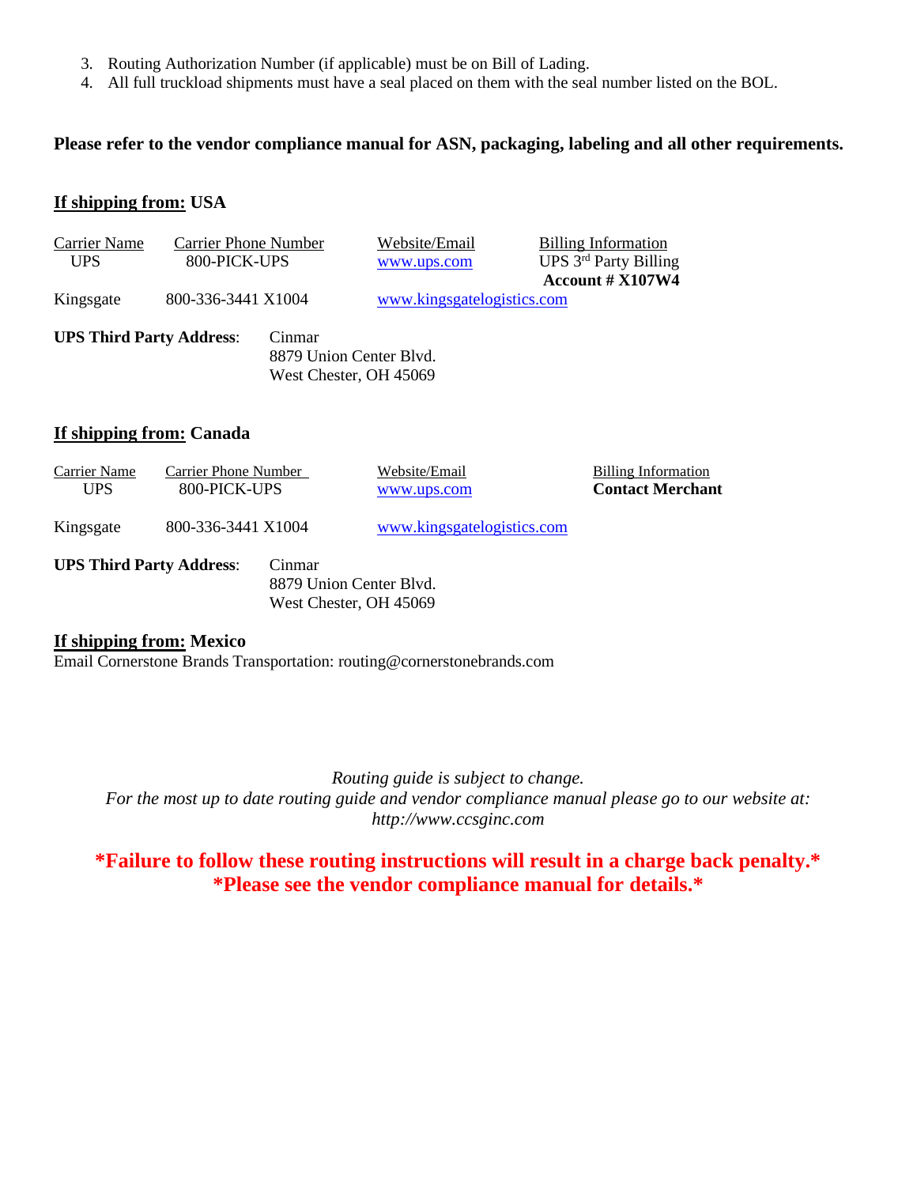3. Routing Authorization Number (if applicable) must be on Bill of Lading.
4. All full truckload shipments must have a seal placed on them with the seal number listed on the BOL.

**Please refer to the vendor compliance manual for ASN, packaging, labeling and all other requirements.**

**<u>If shipping from:</u> USA**

| Carrier Name | Carrier Phone Number | Website/Email | Billing Information |
|---|---|---|---|
| UPS | 800-PICK-UPS | www.ups.com | UPS 3rd Party Billing **Account # X107W4** |
| Kingsgate | 800-336-3441 X1004 | www.kingsgatelogistics.com | |

**UPS Third Party Address**: Cinmar
8879 Union Center Blvd.
West Chester, OH 45069

**<u>If shipping from:</u> Canada**

| Carrier Name | Carrier Phone Number | Website/Email | Billing Information |
|---|---|---|---|
| UPS | 800-PICK-UPS | www.ups.com | **Contact Merchant** |
| Kingsgate | 800-336-3441 X1004 | www.kingsgatelogistics.com | |

**UPS Third Party Address**: Cinmar
8879 Union Center Blvd.
West Chester, OH 45069

**<u>If shipping from:</u> Mexico**
Email Cornerstone Brands Transportation: routing@cornerstonebrands.com

*Routing guide is subject to change.*
*For the most up to date routing guide and vendor compliance manual please go to our website at:*
*http://www.ccsginc.com*

**\*Failure to follow these routing instructions will result in a charge back penalty.\***
**\*Please see the vendor compliance manual for details.\***